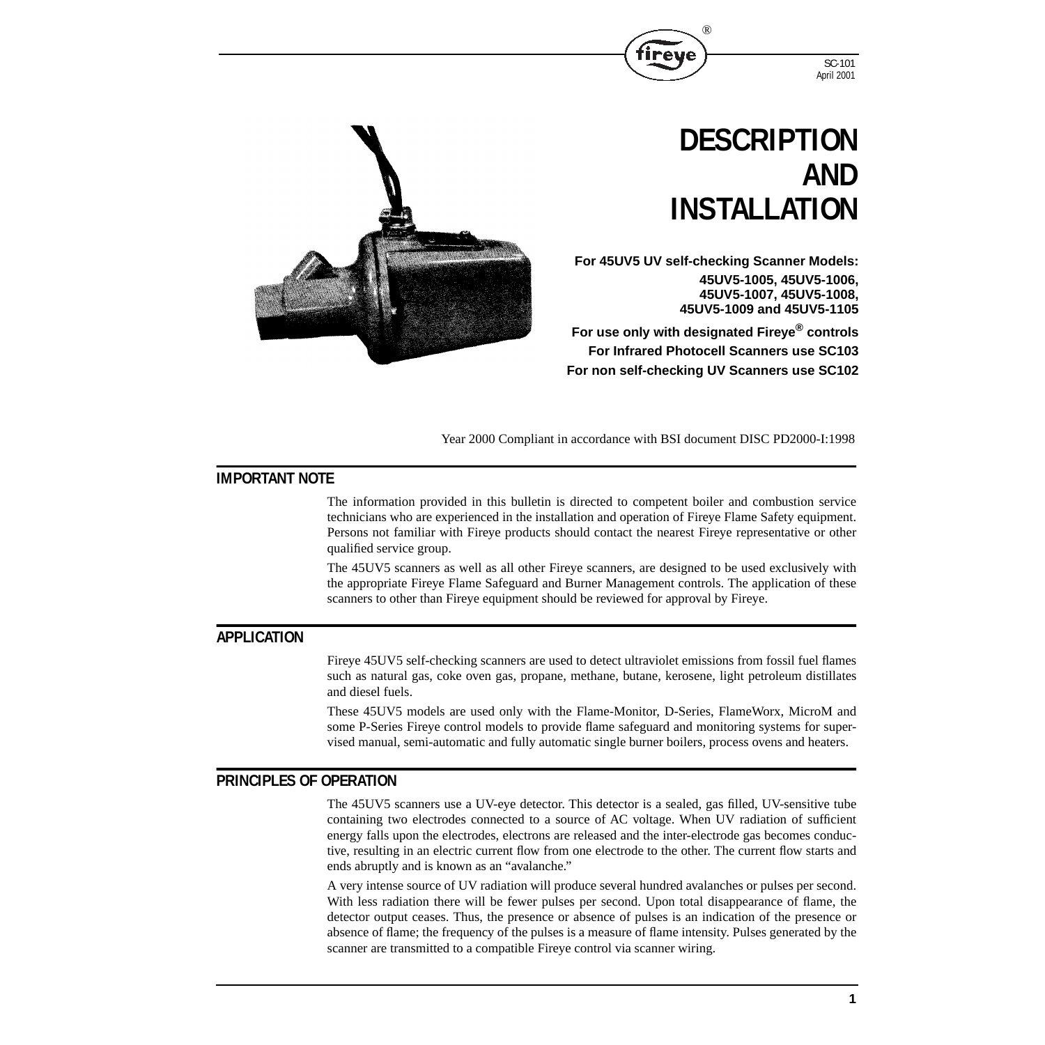SC-101
April 2001

# DESCRIPTION AND INSTALLATION

**For 45UV5 UV self-checking Scanner Models:**
**45UV5-1005, 45UV5-1006, 45UV5-1007, 45UV5-1008, 45UV5-1009 and 45UV5-1105**

**For use only with designated Fireye® controls**
**For Infrared Photocell Scanners use SC103**
**For non self-checking UV Scanners use SC102**

Year 2000 Compliant in accordance with BSI document DISC PD2000-I:1998

## IMPORTANT NOTE

The information provided in this bulletin is directed to competent boiler and combustion service technicians who are experienced in the installation and operation of Fireye Flame Safety equipment. Persons not familiar with Fireye products should contact the nearest Fireye representative or other qualified service group.

The 45UV5 scanners as well as all other Fireye scanners, are designed to be used exclusively with the appropriate Fireye Flame Safeguard and Burner Management controls. The application of these scanners to other than Fireye equipment should be reviewed for approval by Fireye.

## APPLICATION

Fireye 45UV5 self-checking scanners are used to detect ultraviolet emissions from fossil fuel flames such as natural gas, coke oven gas, propane, methane, butane, kerosene, light petroleum distillates and diesel fuels.

These 45UV5 models are used only with the Flame-Monitor, D-Series, FlameWorx, MicroM and some P-Series Fireye control models to provide flame safeguard and monitoring systems for supervised manual, semi-automatic and fully automatic single burner boilers, process ovens and heaters.

## PRINCIPLES OF OPERATION

The 45UV5 scanners use a UV-eye detector. This detector is a sealed, gas filled, UV-sensitive tube containing two electrodes connected to a source of AC voltage. When UV radiation of sufficient energy falls upon the electrodes, electrons are released and the inter-electrode gas becomes conductive, resulting in an electric current flow from one electrode to the other. The current flow starts and ends abruptly and is known as an "avalanche."

A very intense source of UV radiation will produce several hundred avalanches or pulses per second. With less radiation there will be fewer pulses per second. Upon total disappearance of flame, the detector output ceases. Thus, the presence or absence of pulses is an indication of the presence or absence of flame; the frequency of the pulses is a measure of flame intensity. Pulses generated by the scanner are transmitted to a compatible Fireye control via scanner wiring.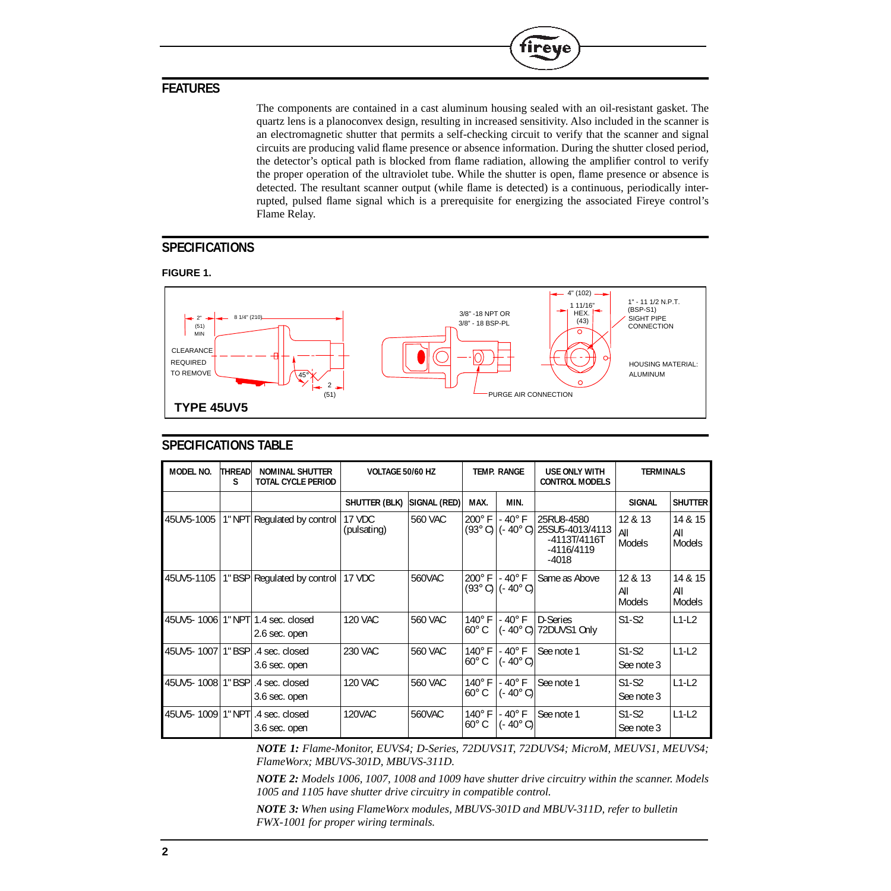## FEATURES

The components are contained in a cast aluminum housing sealed with an oil-resistant gasket. The quartz lens is a planoconvex design, resulting in increased sensitivity. Also included in the scanner is an electromagnetic shutter that permits a self-checking circuit to verify that the scanner and signal circuits are producing valid flame presence or absence information. During the shutter closed period, the detector's optical path is blocked from flame radiation, allowing the amplifier control to verify the proper operation of the ultraviolet tube. While the shutter is open, flame presence or absence is detected. The resultant scanner output (while flame is detected) is a continuous, periodically interrupted, pulsed flame signal which is a prerequisite for energizing the associated Fireye control's Flame Relay.

## SPECIFICATIONS

**FIGURE 1.**

2" (51) MIN CLEARANCE REQUIRED TO REMOVE

8 1/4" (210)

45°

2 (51)

3/8" -18 NPT OR 3/8" - 18 BSP-PL

PURGE AIR CONNECTION

4" (102)

1 11/16" HEX. (43)

1" - 11 1/2 N.P.T. (BSP-S1) SIGHT PIPE CONNECTION

HOUSING MATERIAL: ALUMINUM

**TYPE 45UV5**

## SPECIFICATIONS TABLE

| MODEL NO. | THREADS | NOMINAL SHUTTER TOTAL CYCLE PERIOD | VOLTAGE 50/60 HZ | | TEMP. RANGE | | USE ONLY WITH CONTROL MODELS | TERMINALS | |
|---|---|---|---|---|---|---|---|---|---|
| | | | SHUTTER (BLK) | SIGNAL (RED) | MAX. | MIN. | | SIGNAL | SHUTTER |
| 45UV5-1005 | 1" NPT | Regulated by control | 17 VDC (pulsating) | 560 VAC | 200° F (93° C) | - 40° F (- 40° C) | 25RU8-4580 25SU5-4013/4113 -4113T/4116T -4116/4119 -4018 | 12 & 13 All Models | 14 & 15 All Models |
| 45UV5-1105 | 1" BSP | Regulated by control | 17 VDC | 560VAC | 200° F (93° C) | - 40° F (- 40° C) | Same as Above | 12 & 13 All Models | 14 & 15 All Models |
| 45UV5- 1006 | 1" NPT | 1.4 sec. closed 2.6 sec. open | 120 VAC | 560 VAC | 140° F 60° C | - 40° F (- 40° C) | D-Series 72DUVS1 Only | S1-S2 | L1-L2 |
| 45UV5- 1007 | 1" BSP | .4 sec. closed 3.6 sec. open | 230 VAC | 560 VAC | 140° F 60° C | - 40° F (- 40° C) | See note 1 | S1-S2 See note 3 | L1-L2 |
| 45UV5- 1008 | 1" BSP | .4 sec. closed 3.6 sec. open | 120 VAC | 560 VAC | 140° F 60° C | - 40° F (- 40° C) | See note 1 | S1-S2 See note 3 | L1-L2 |
| 45UV5- 1009 | 1" NPT | .4 sec. closed 3.6 sec. open | 120VAC | 560VAC | 140° F 60° C | - 40° F (- 40° C) | See note 1 | S1-S2 See note 3 | L1-L2 |

***NOTE 1:*** *Flame-Monitor, EUVS4; D-Series, 72DUVS1T, 72DUVS4; MicroM, MEUVS1, MEUVS4; FlameWorx; MBUVS-301D, MBUVS-311D.*

***NOTE 2:*** *Models 1006, 1007, 1008 and 1009 have shutter drive circuitry within the scanner. Models 1005 and 1105 have shutter drive circuitry in compatible control.*

***NOTE 3:*** *When using FlameWorx modules, MBUVS-301D and MBUV-311D, refer to bulletin FWX-1001 for proper wiring terminals.*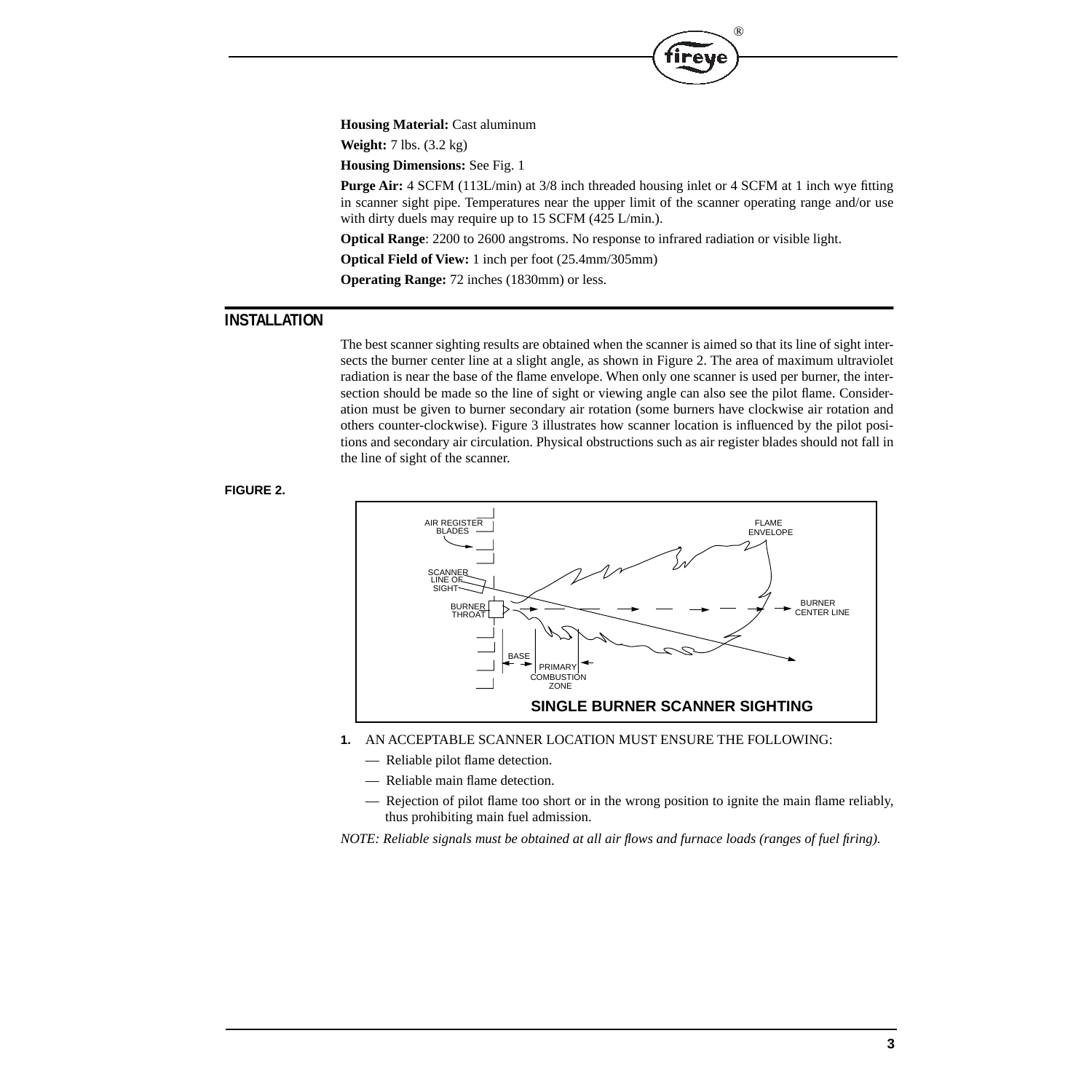**Housing Material:** Cast aluminum

**Weight:** 7 lbs. (3.2 kg)

**Housing Dimensions:** See Fig. 1

**Purge Air:** 4 SCFM (113L/min) at 3/8 inch threaded housing inlet or 4 SCFM at 1 inch wye fitting in scanner sight pipe. Temperatures near the upper limit of the scanner operating range and/or use with dirty duels may require up to 15 SCFM (425 L/min.).

**Optical Range**: 2200 to 2600 angstroms. No response to infrared radiation or visible light.

**Optical Field of View:** 1 inch per foot (25.4mm/305mm)

**Operating Range:** 72 inches (1830mm) or less.

## INSTALLATION

The best scanner sighting results are obtained when the scanner is aimed so that its line of sight intersects the burner center line at a slight angle, as shown in Figure 2. The area of maximum ultraviolet radiation is near the base of the flame envelope. When only one scanner is used per burner, the intersection should be made so the line of sight or viewing angle can also see the pilot flame. Consideration must be given to burner secondary air rotation (some burners have clockwise air rotation and others counter-clockwise). Figure 3 illustrates how scanner location is influenced by the pilot positions and secondary air circulation. Physical obstructions such as air register blades should not fall in the line of sight of the scanner.

**FIGURE 2.**

SINGLE BURNER SCANNER SIGHTING

1. AN ACCEPTABLE SCANNER LOCATION MUST ENSURE THE FOLLOWING:
   - Reliable pilot flame detection.
   - Reliable main flame detection.
   - Rejection of pilot flame too short or in the wrong position to ignite the main flame reliably, thus prohibiting main fuel admission.

*NOTE: Reliable signals must be obtained at all air flows and furnace loads (ranges of fuel firing).*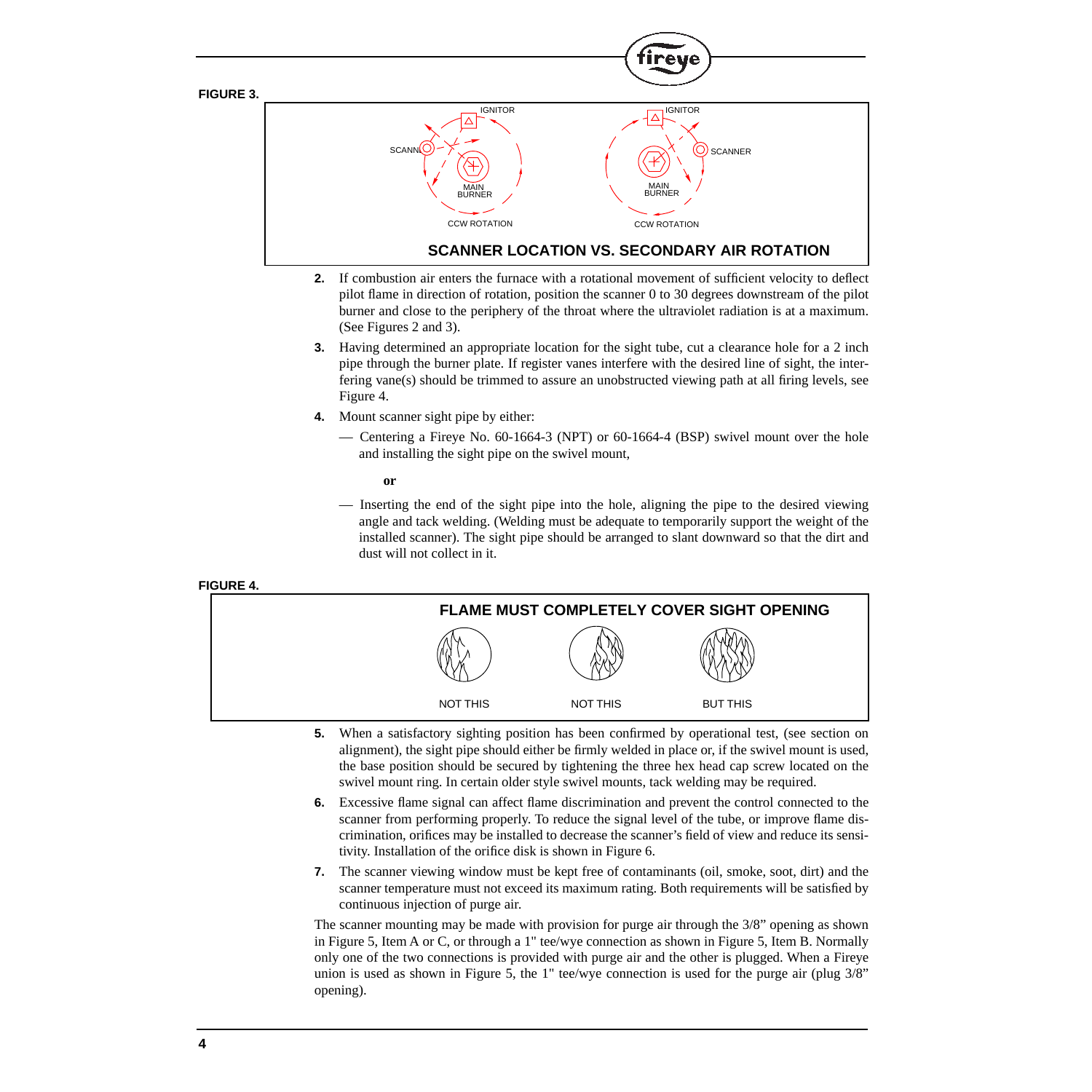**FIGURE 3.**

**SCANNER LOCATION VS. SECONDARY AIR ROTATION**

2. If combustion air enters the furnace with a rotational movement of sufficient velocity to deflect pilot flame in direction of rotation, position the scanner 0 to 30 degrees downstream of the pilot burner and close to the periphery of the throat where the ultraviolet radiation is at a maximum. (See Figures 2 and 3).

3. Having determined an appropriate location for the sight tube, cut a clearance hole for a 2 inch pipe through the burner plate. If register vanes interfere with the desired line of sight, the interfering vane(s) should be trimmed to assure an unobstructed viewing path at all firing levels, see Figure 4.

4. Mount scanner sight pipe by either:

   — Centering a Fireye No. 60-1664-3 (NPT) or 60-1664-4 (BSP) swivel mount over the hole and installing the sight pipe on the swivel mount,

   **or**

   — Inserting the end of the sight pipe into the hole, aligning the pipe to the desired viewing angle and tack welding. (Welding must be adequate to temporarily support the weight of the installed scanner). The sight pipe should be arranged to slant downward so that the dirt and dust will not collect in it.

**FIGURE 4.**

**FLAME MUST COMPLETELY COVER SIGHT OPENING**

NOT THIS — NOT THIS — BUT THIS

5. When a satisfactory sighting position has been confirmed by operational test, (see section on alignment), the sight pipe should either be firmly welded in place or, if the swivel mount is used, the base position should be secured by tightening the three hex head cap screw located on the swivel mount ring. In certain older style swivel mounts, tack welding may be required.

6. Excessive flame signal can affect flame discrimination and prevent the control connected to the scanner from performing properly. To reduce the signal level of the tube, or improve flame discrimination, orifices may be installed to decrease the scanner's field of view and reduce its sensitivity. Installation of the orifice disk is shown in Figure 6.

7. The scanner viewing window must be kept free of contaminants (oil, smoke, soot, dirt) and the scanner temperature must not exceed its maximum rating. Both requirements will be satisfied by continuous injection of purge air.

The scanner mounting may be made with provision for purge air through the 3/8" opening as shown in Figure 5, Item A or C, or through a 1" tee/wye connection as shown in Figure 5, Item B. Normally only one of the two connections is provided with purge air and the other is plugged. When a Fireye union is used as shown in Figure 5, the 1" tee/wye connection is used for the purge air (plug 3/8" opening).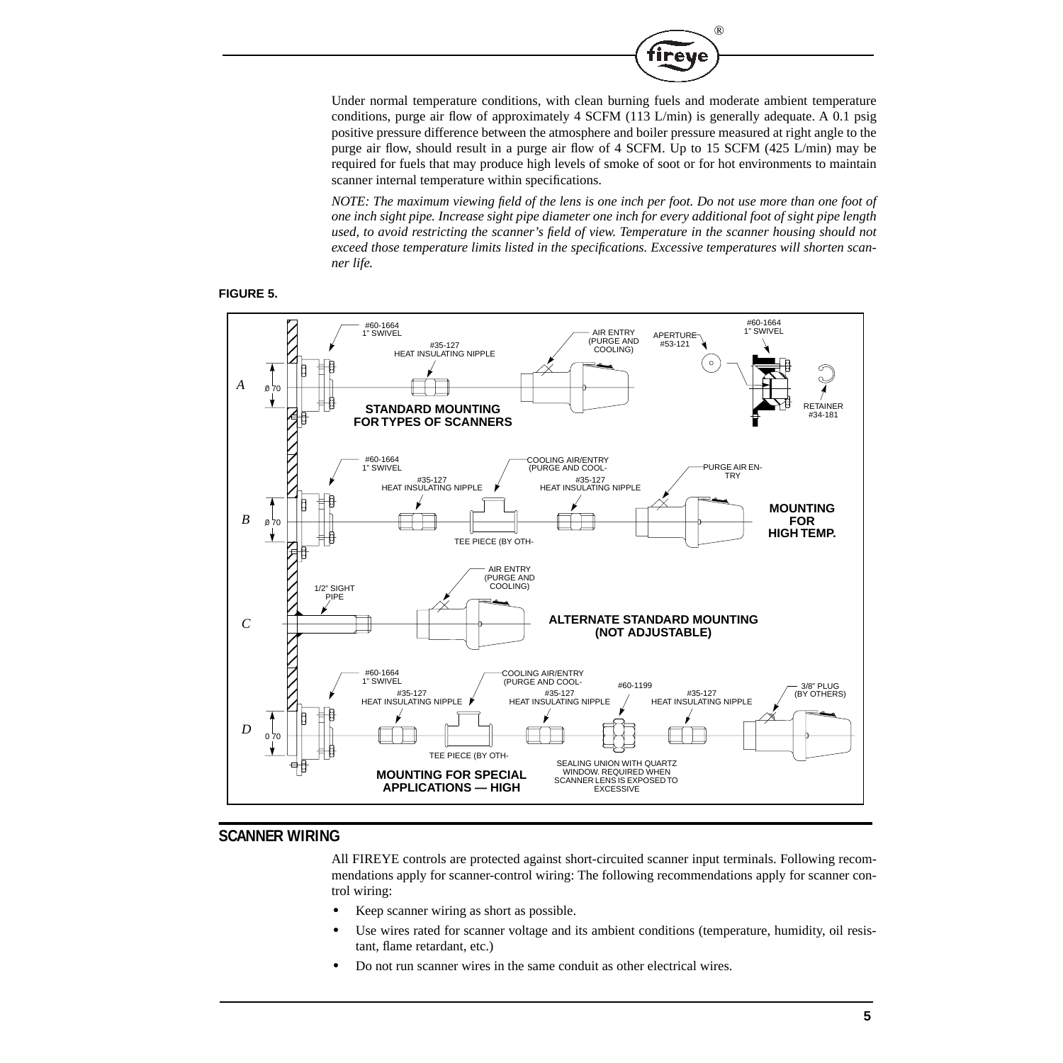Under normal temperature conditions, with clean burning fuels and moderate ambient temperature conditions, purge air flow of approximately 4 SCFM (113 L/min) is generally adequate. A 0.1 psig positive pressure difference between the atmosphere and boiler pressure measured at right angle to the purge air flow, should result in a purge air flow of 4 SCFM. Up to 15 SCFM (425 L/min) may be required for fuels that may produce high levels of smoke of soot or for hot environments to maintain scanner internal temperature within specifications.

*NOTE: The maximum viewing field of the lens is one inch per foot. Do not use more than one foot of one inch sight pipe. Increase sight pipe diameter one inch for every additional foot of sight pipe length used, to avoid restricting the scanner's field of view. Temperature in the scanner housing should not exceed those temperature limits listed in the specifications. Excessive temperatures will shorten scanner life.*

**FIGURE 5.**

A — STANDARD MOUNTING FOR TYPES OF SCANNERS: #60-1664 1" SWIVEL; #35-127 HEAT INSULATING NIPPLE; AIR ENTRY (PURGE AND COOLING); APERTURE #53-121; #60-1664 1" SWIVEL; RETAINER #34-181; ø 70

B — MOUNTING FOR HIGH TEMP.: #60-1664 1" SWIVEL; #35-127 HEAT INSULATING NIPPLE; COOLING AIR/ENTRY (PURGE AND COOL-; #35-127 HEAT INSULATING NIPPLE; PURGE AIR ENTRY; TEE PIECE (BY OTH-; ø 70

C — ALTERNATE STANDARD MOUNTING (NOT ADJUSTABLE): 1/2" SIGHT PIPE; AIR ENTRY (PURGE AND COOLING)

D — MOUNTING FOR SPECIAL APPLICATIONS — HIGH: #60-1664 1" SWIVEL; #35-127 HEAT INSULATING NIPPLE; COOLING AIR/ENTRY (PURGE AND COOL-; #35-127 HEAT INSULATING NIPPLE; #60-1199; #35-127 HEAT INSULATING NIPPLE; 3/8" PLUG (BY OTHERS); TEE PIECE (BY OTH-; SEALING UNION WITH QUARTZ WINDOW. REQUIRED WHEN SCANNER LENS IS EXPOSED TO EXCESSIVE; 0 70

## SCANNER WIRING

All FIREYE controls are protected against short-circuited scanner input terminals. Following recommendations apply for scanner-control wiring: The following recommendations apply for scanner control wiring:

- Keep scanner wiring as short as possible.
- Use wires rated for scanner voltage and its ambient conditions (temperature, humidity, oil resistant, flame retardant, etc.)
- Do not run scanner wires in the same conduit as other electrical wires.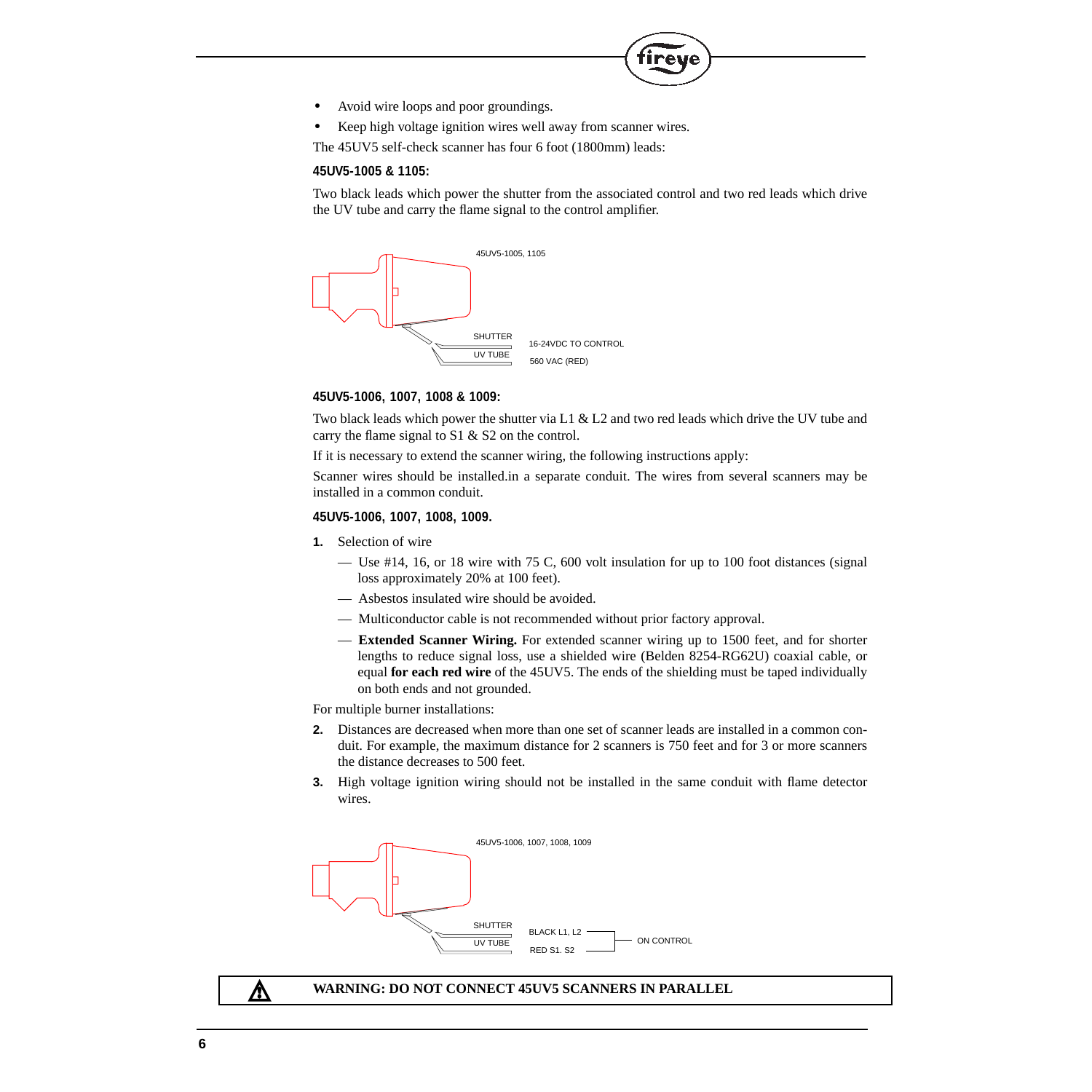- Avoid wire loops and poor groundings.
- Keep high voltage ignition wires well away from scanner wires.

The 45UV5 self-check scanner has four 6 foot (1800mm) leads:

**45UV5-1005 & 1105:**

Two black leads which power the shutter from the associated control and two red leads which drive the UV tube and carry the flame signal to the control amplifier.

45UV5-1005, 1105

SHUTTER — 16-24VDC TO CONTROL

UV TUBE — 560 VAC (RED)

**45UV5-1006, 1007, 1008 & 1009:**

Two black leads which power the shutter via L1 & L2 and two red leads which drive the UV tube and carry the flame signal to S1 & S2 on the control.

If it is necessary to extend the scanner wiring, the following instructions apply:

Scanner wires should be installed.in a separate conduit. The wires from several scanners may be installed in a common conduit.

**45UV5-1006, 1007, 1008, 1009.**

1. Selection of wire
   - — Use #14, 16, or 18 wire with 75 C, 600 volt insulation for up to 100 foot distances (signal loss approximately 20% at 100 feet).
   - — Asbestos insulated wire should be avoided.
   - — Multiconductor cable is not recommended without prior factory approval.
   - — **Extended Scanner Wiring.** For extended scanner wiring up to 1500 feet, and for shorter lengths to reduce signal loss, use a shielded wire (Belden 8254-RG62U) coaxial cable, or equal **for each red wire** of the 45UV5. The ends of the shielding must be taped individually on both ends and not grounded.

For multiple burner installations:

2. Distances are decreased when more than one set of scanner leads are installed in a common conduit. For example, the maximum distance for 2 scanners is 750 feet and for 3 or more scanners the distance decreases to 500 feet.
3. High voltage ignition wiring should not be installed in the same conduit with flame detector wires.

45UV5-1006, 1007, 1008, 1009

SHUTTER — BLACK L1, L2 — ON CONTROL

UV TUBE — RED S1. S2 — ON CONTROL

**WARNING: DO NOT CONNECT 45UV5 SCANNERS IN PARALLEL**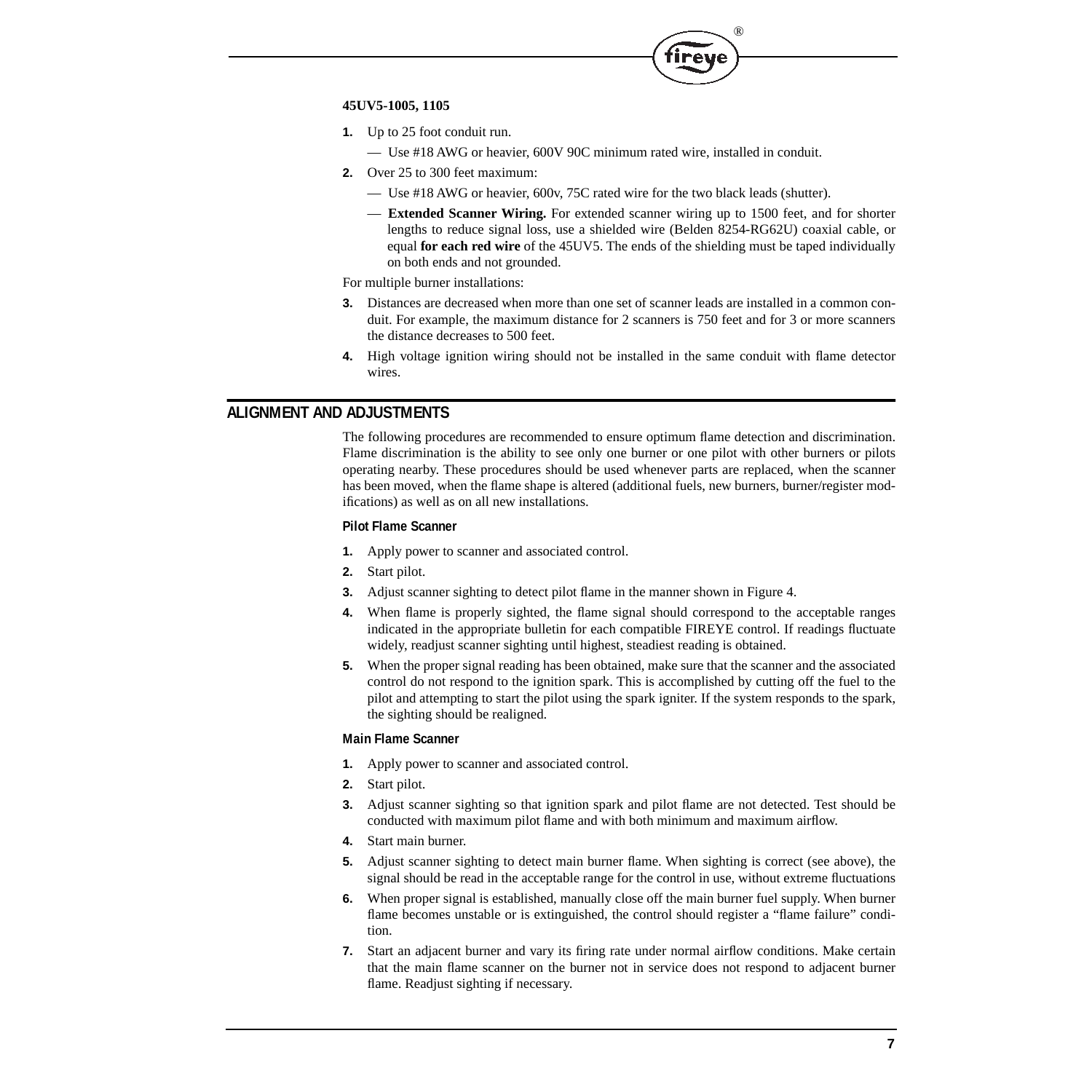**45UV5-1005, 1105**

1. Up to 25 foot conduit run.
   — Use #18 AWG or heavier, 600V 90C minimum rated wire, installed in conduit.
2. Over 25 to 300 feet maximum:
   — Use #18 AWG or heavier, 600v, 75C rated wire for the two black leads (shutter).
   — **Extended Scanner Wiring.** For extended scanner wiring up to 1500 feet, and for shorter lengths to reduce signal loss, use a shielded wire (Belden 8254-RG62U) coaxial cable, or equal **for each red wire** of the 45UV5. The ends of the shielding must be taped individually on both ends and not grounded.

For multiple burner installations:

3. Distances are decreased when more than one set of scanner leads are installed in a common conduit. For example, the maximum distance for 2 scanners is 750 feet and for 3 or more scanners the distance decreases to 500 feet.
4. High voltage ignition wiring should not be installed in the same conduit with flame detector wires.

## ALIGNMENT AND ADJUSTMENTS

The following procedures are recommended to ensure optimum flame detection and discrimination. Flame discrimination is the ability to see only one burner or one pilot with other burners or pilots operating nearby. These procedures should be used whenever parts are replaced, when the scanner has been moved, when the flame shape is altered (additional fuels, new burners, burner/register modifications) as well as on all new installations.

### Pilot Flame Scanner

1. Apply power to scanner and associated control.
2. Start pilot.
3. Adjust scanner sighting to detect pilot flame in the manner shown in Figure 4.
4. When flame is properly sighted, the flame signal should correspond to the acceptable ranges indicated in the appropriate bulletin for each compatible FIREYE control. If readings fluctuate widely, readjust scanner sighting until highest, steadiest reading is obtained.
5. When the proper signal reading has been obtained, make sure that the scanner and the associated control do not respond to the ignition spark. This is accomplished by cutting off the fuel to the pilot and attempting to start the pilot using the spark igniter. If the system responds to the spark, the sighting should be realigned.

### Main Flame Scanner

1. Apply power to scanner and associated control.
2. Start pilot.
3. Adjust scanner sighting so that ignition spark and pilot flame are not detected. Test should be conducted with maximum pilot flame and with both minimum and maximum airflow.
4. Start main burner.
5. Adjust scanner sighting to detect main burner flame. When sighting is correct (see above), the signal should be read in the acceptable range for the control in use, without extreme fluctuations
6. When proper signal is established, manually close off the main burner fuel supply. When burner flame becomes unstable or is extinguished, the control should register a "flame failure" condition.
7. Start an adjacent burner and vary its firing rate under normal airflow conditions. Make certain that the main flame scanner on the burner not in service does not respond to adjacent burner flame. Readjust sighting if necessary.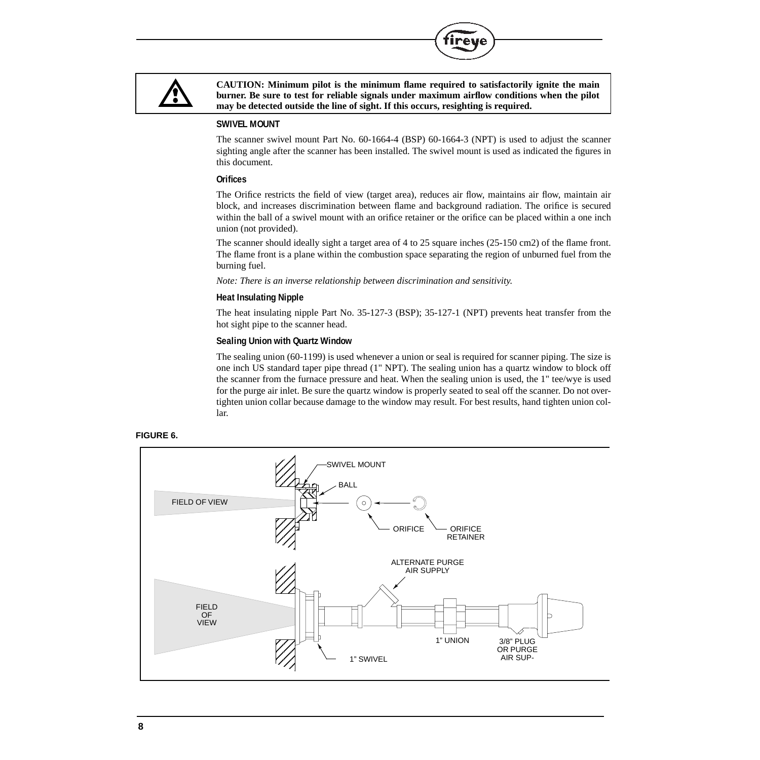**CAUTION: Minimum pilot is the minimum flame required to satisfactorily ignite the main burner. Be sure to test for reliable signals under maximum airflow conditions when the pilot may be detected outside the line of sight. If this occurs, resighting is required.**

### SWIVEL MOUNT

The scanner swivel mount Part No. 60-1664-4 (BSP) 60-1664-3 (NPT) is used to adjust the scanner sighting angle after the scanner has been installed. The swivel mount is used as indicated the figures in this document.

### Orifices

The Orifice restricts the field of view (target area), reduces air flow, maintains air flow, maintain air block, and increases discrimination between flame and background radiation. The orifice is secured within the ball of a swivel mount with an orifice retainer or the orifice can be placed within a one inch union (not provided).

The scanner should ideally sight a target area of 4 to 25 square inches (25-150 cm2) of the flame front. The flame front is a plane within the combustion space separating the region of unburned fuel from the burning fuel.

*Note: There is an inverse relationship between discrimination and sensitivity.*

### Heat Insulating Nipple

The heat insulating nipple Part No. 35-127-3 (BSP); 35-127-1 (NPT) prevents heat transfer from the hot sight pipe to the scanner head.

### Sealing Union with Quartz Window

The sealing union (60-1199) is used whenever a union or seal is required for scanner piping. The size is one inch US standard taper pipe thread (1" NPT). The sealing union has a quartz window to block off the scanner from the furnace pressure and heat. When the sealing union is used, the 1" tee/wye is used for the purge air inlet. Be sure the quartz window is properly seated to seal off the scanner. Do not over-tighten union collar because damage to the window may result. For best results, hand tighten union collar.

**FIGURE 6.**

SWIVEL MOUNT, BALL, FIELD OF VIEW, ORIFICE, ORIFICE RETAINER, ALTERNATE PURGE AIR SUPPLY, FIELD OF VIEW, 1" UNION, 3/8" PLUG OR PURGE AIR SUP-, 1" SWIVEL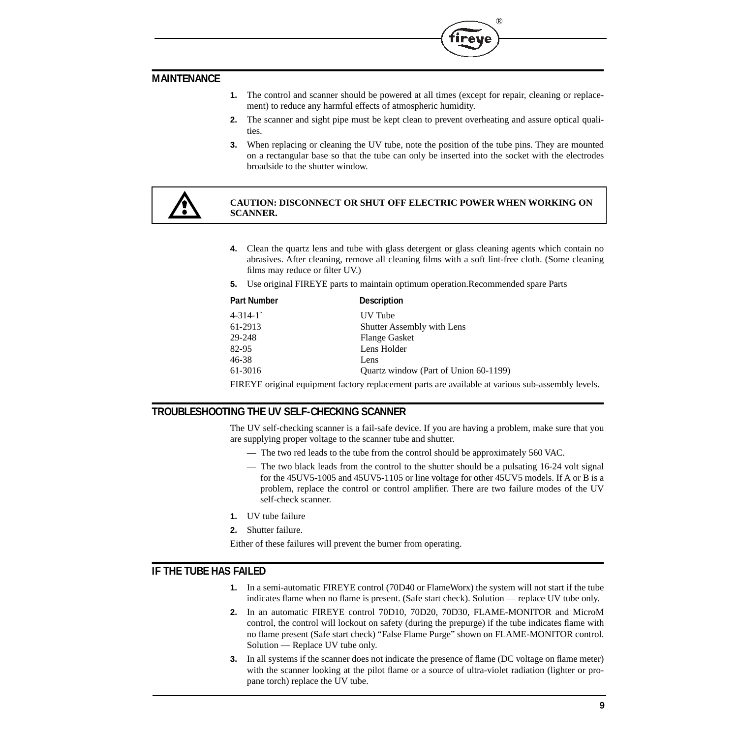## MAINTENANCE

1. The control and scanner should be powered at all times (except for repair, cleaning or replacement) to reduce any harmful effects of atmospheric humidity.
2. The scanner and sight pipe must be kept clean to prevent overheating and assure optical qualities.
3. When replacing or cleaning the UV tube, note the position of the tube pins. They are mounted on a rectangular base so that the tube can only be inserted into the socket with the electrodes broadside to the shutter window.

**CAUTION: DISCONNECT OR SHUT OFF ELECTRIC POWER WHEN WORKING ON SCANNER.**

4. Clean the quartz lens and tube with glass detergent or glass cleaning agents which contain no abrasives. After cleaning, remove all cleaning films with a soft lint-free cloth. (Some cleaning films may reduce or filter UV.)
5. Use original FIREYE parts to maintain optimum operation.Recommended spare Parts

| Part Number | Description |
|---|---|
| 4-314-1` | UV Tube |
| 61-2913 | Shutter Assembly with Lens |
| 29-248 | Flange Gasket |
| 82-95 | Lens Holder |
| 46-38 | Lens |
| 61-3016 | Quartz window (Part of Union 60-1199) |

FIREYE original equipment factory replacement parts are available at various sub-assembly levels.

## TROUBLESHOOTING THE UV SELF-CHECKING SCANNER

The UV self-checking scanner is a fail-safe device. If you are having a problem, make sure that you are supplying proper voltage to the scanner tube and shutter.

— The two red leads to the tube from the control should be approximately 560 VAC.

— The two black leads from the control to the shutter should be a pulsating 16-24 volt signal for the 45UV5-1005 and 45UV5-1105 or line voltage for other 45UV5 models. If A or B is a problem, replace the control or control amplifier. There are two failure modes of the UV self-check scanner.

1. UV tube failure
2. Shutter failure.

Either of these failures will prevent the burner from operating.

## IF THE TUBE HAS FAILED

1. In a semi-automatic FIREYE control (70D40 or FlameWorx) the system will not start if the tube indicates flame when no flame is present. (Safe start check). Solution — replace UV tube only.
2. In an automatic FIREYE control 70D10, 70D20, 70D30, FLAME-MONITOR and MicroM control, the control will lockout on safety (during the prepurge) if the tube indicates flame with no flame present (Safe start check) “False Flame Purge” shown on FLAME-MONITOR control. Solution — Replace UV tube only.
3. In all systems if the scanner does not indicate the presence of flame (DC voltage on flame meter) with the scanner looking at the pilot flame or a source of ultra-violet radiation (lighter or propane torch) replace the UV tube.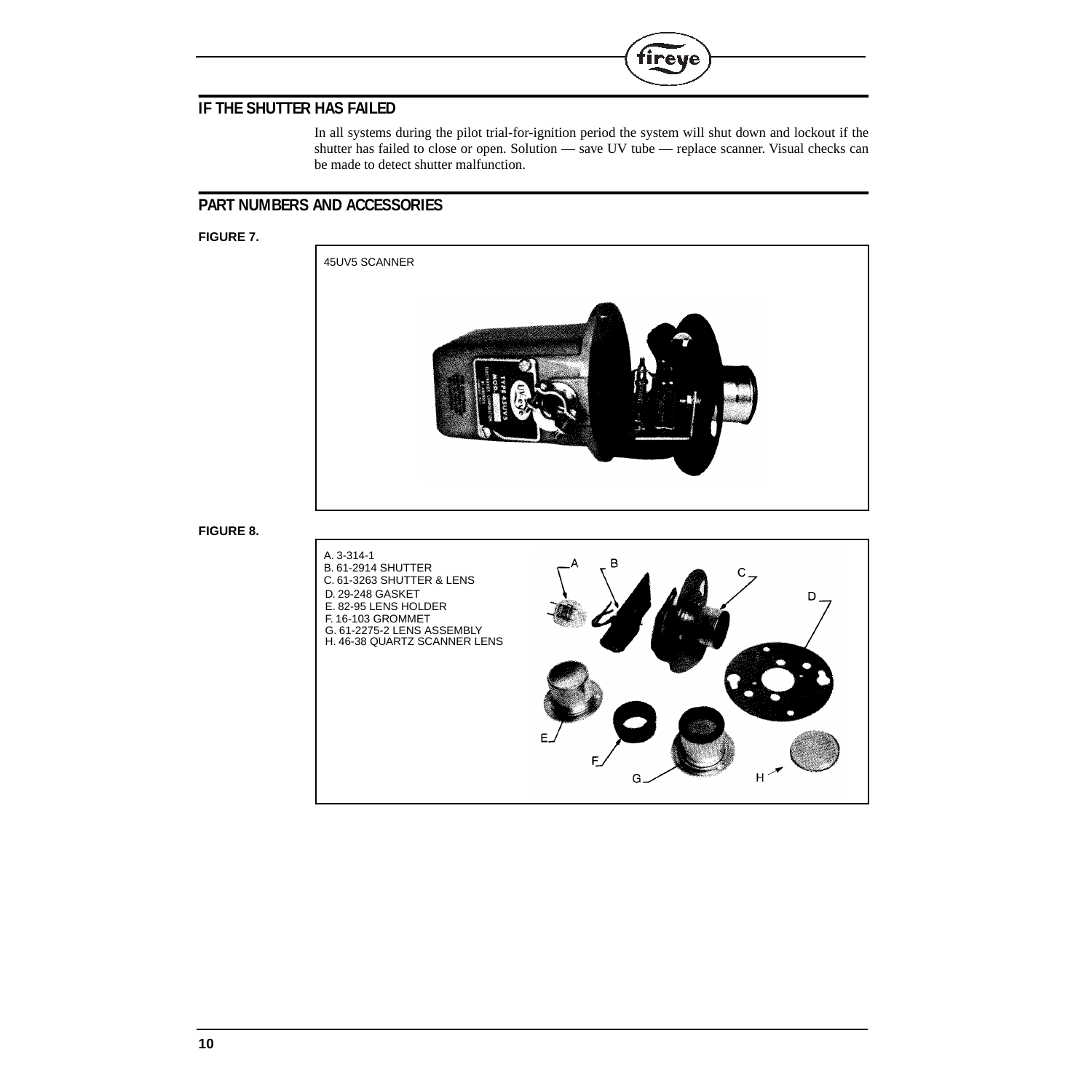## IF THE SHUTTER HAS FAILED

In all systems during the pilot trial-for-ignition period the system will shut down and lockout if the shutter has failed to close or open. Solution — save UV tube — replace scanner. Visual checks can be made to detect shutter malfunction.

## PART NUMBERS AND ACCESSORIES

**FIGURE 7.**

45UV5 SCANNER

**FIGURE 8.**

A. 3-314-1
B. 61-2914 SHUTTER
C. 61-3263 SHUTTER & LENS
D. 29-248 GASKET
E. 82-95 LENS HOLDER
F. 16-103 GROMMET
G. 61-2275-2 LENS ASSEMBLY
H. 46-38 QUARTZ SCANNER LENS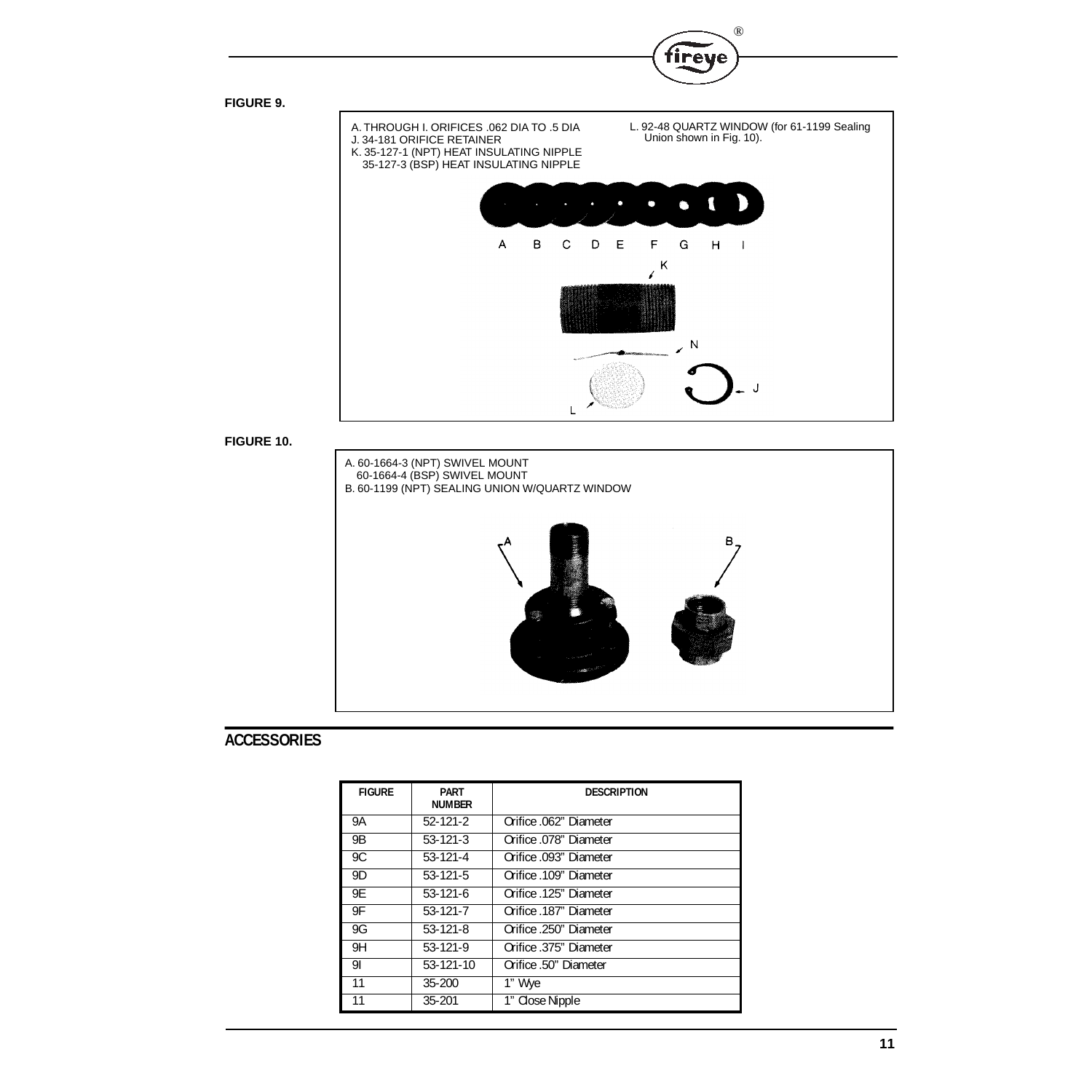**FIGURE 9.**

A. THROUGH I. ORIFICES .062 DIA TO .5 DIA
J. 34-181 ORIFICE RETAINER
K. 35-127-1 (NPT) HEAT INSULATING NIPPLE
35-127-3 (BSP) HEAT INSULATING NIPPLE

L. 92-48 QUARTZ WINDOW (for 61-1199 Sealing Union shown in Fig. 10).

A B C D E F G H I

K

N

J

L

**FIGURE 10.**

A. 60-1664-3 (NPT) SWIVEL MOUNT
60-1664-4 (BSP) SWIVEL MOUNT
B. 60-1199 (NPT) SEALING UNION W/QUARTZ WINDOW

A

B

## ACCESSORIES

| FIGURE | PART NUMBER | DESCRIPTION |
|---|---|---|
| 9A | 52-121-2 | Orifice .062" Diameter |
| 9B | 53-121-3 | Orifice .078" Diameter |
| 9C | 53-121-4 | Orifice .093" Diameter |
| 9D | 53-121-5 | Orifice .109" Diameter |
| 9E | 53-121-6 | Orifice .125" Diameter |
| 9F | 53-121-7 | Orifice .187" Diameter |
| 9G | 53-121-8 | Orifice .250" Diameter |
| 9H | 53-121-9 | Orifice .375" Diameter |
| 9I | 53-121-10 | Orifice .50" Diameter |
| 11 | 35-200 | 1" Wye |
| 11 | 35-201 | 1" Close Nipple |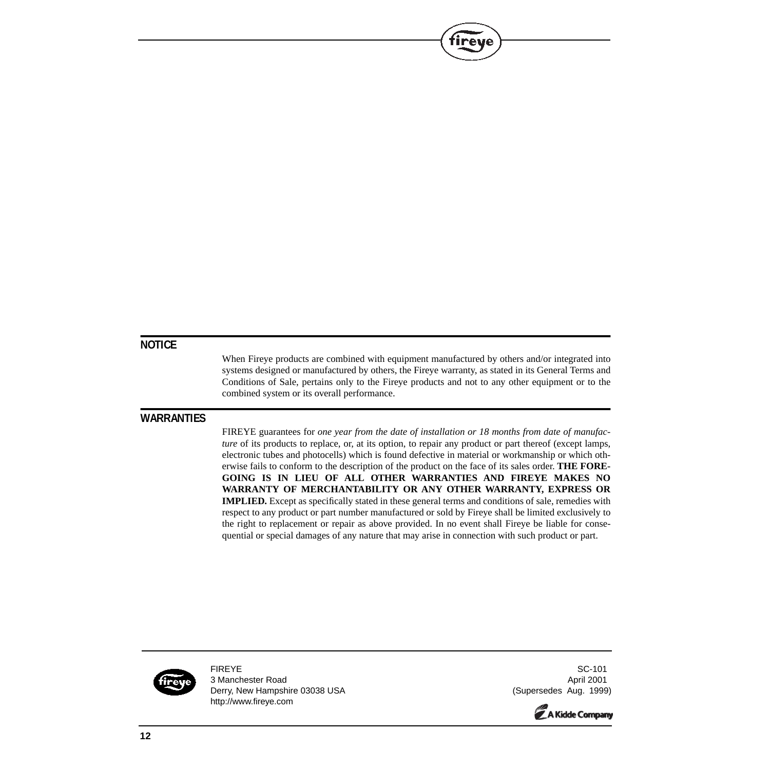## NOTICE

When Fireye products are combined with equipment manufactured by others and/or integrated into systems designed or manufactured by others, the Fireye warranty, as stated in its General Terms and Conditions of Sale, pertains only to the Fireye products and not to any other equipment or to the combined system or its overall performance.

## WARRANTIES

FIREYE guarantees for *one year from the date of installation or 18 months from date of manufacture* of its products to replace, or, at its option, to repair any product or part thereof (except lamps, electronic tubes and photocells) which is found defective in material or workmanship or which otherwise fails to conform to the description of the product on the face of its sales order. **THE FOREGOING IS IN LIEU OF ALL OTHER WARRANTIES AND FIREYE MAKES NO WARRANTY OF MERCHANTABILITY OR ANY OTHER WARRANTY, EXPRESS OR IMPLIED.** Except as specifically stated in these general terms and conditions of sale, remedies with respect to any product or part number manufactured or sold by Fireye shall be limited exclusively to the right to replacement or repair as above provided. In no event shall Fireye be liable for consequential or special damages of any nature that may arise in connection with such product or part.

FIREYE
3 Manchester Road
Derry, New Hampshire 03038 USA
http://www.fireye.com

SC-101
April 2001
(Supersedes Aug. 1999)

A Kidde Company